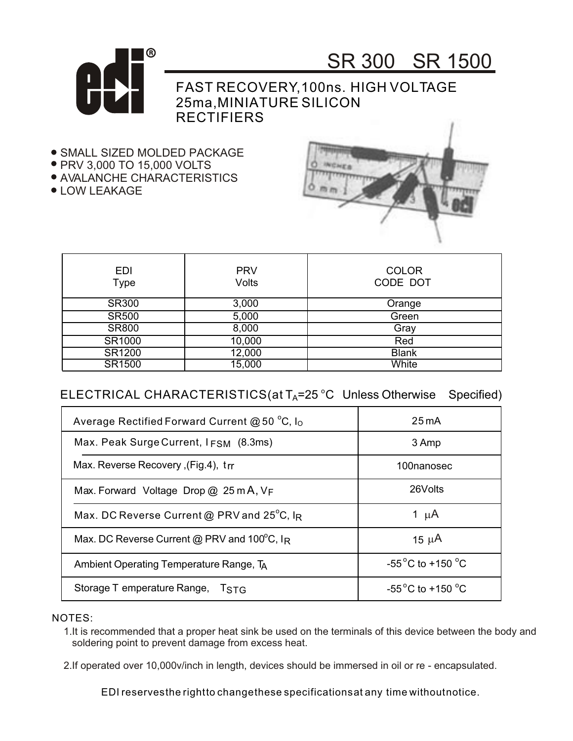# SR 300 SR 1500

## FAST RECOVERY,100ns. HIGH VOLTAGE 25ma,MINIATURE SILICON RECTIFIERS

- SMALL SIZED MOLDED PACKAGE
- PRV 3,000 TO 15,000 VOLTS
- AVALANCHE CHARACTERISTICS
- LOW LEAKAGE

| EDI Type | PRV Volts | COLOR CODE DOT |
|---|---|---|
| SR300 | 3,000 | Orange |
| SR500 | 5,000 | Green |
| SR800 | 8,000 | Gray |
| SR1000 | 10,000 | Red |
| SR1200 | 12,000 | Blank |
| SR1500 | 15,000 | White |

## ELECTRICAL CHARACTERISTICS(at $T_A$=25 °C Unless Otherwise Specified)

| Parameter | Value |
|---|---|
| Average Rectified Forward Current @ 50 °C, $I_O$ | 25 mA |
| Max. Peak Surge Current, $I_{FSM}$ (8.3ms) | 3 Amp |
| Max. Reverse Recovery ,(Fig.4), $t_{rr}$ | 100nanosec |
| Max. Forward Voltage Drop @ 25 mA, $V_F$ | 26Volts |
| Max. DC Reverse Current @ PRV and 25°C, $I_R$ | 1 μA |
| Max. DC Reverse Current @ PRV and 100°C, $I_R$ | 15 μA |
| Ambient Operating Temperature Range, $T_A$ | -55 °C to +150 °C |
| Storage Temperature Range, $T_{STG}$ | -55 °C to +150 °C |

NOTES:

1. It is recommended that a proper heat sink be used on the terminals of this device between the body and soldering point to prevent damage from excess heat.

2. If operated over 10,000v/inch in length, devices should be immersed in oil or re - encapsulated.

EDI reserves the right to change these specifications at any time without notice.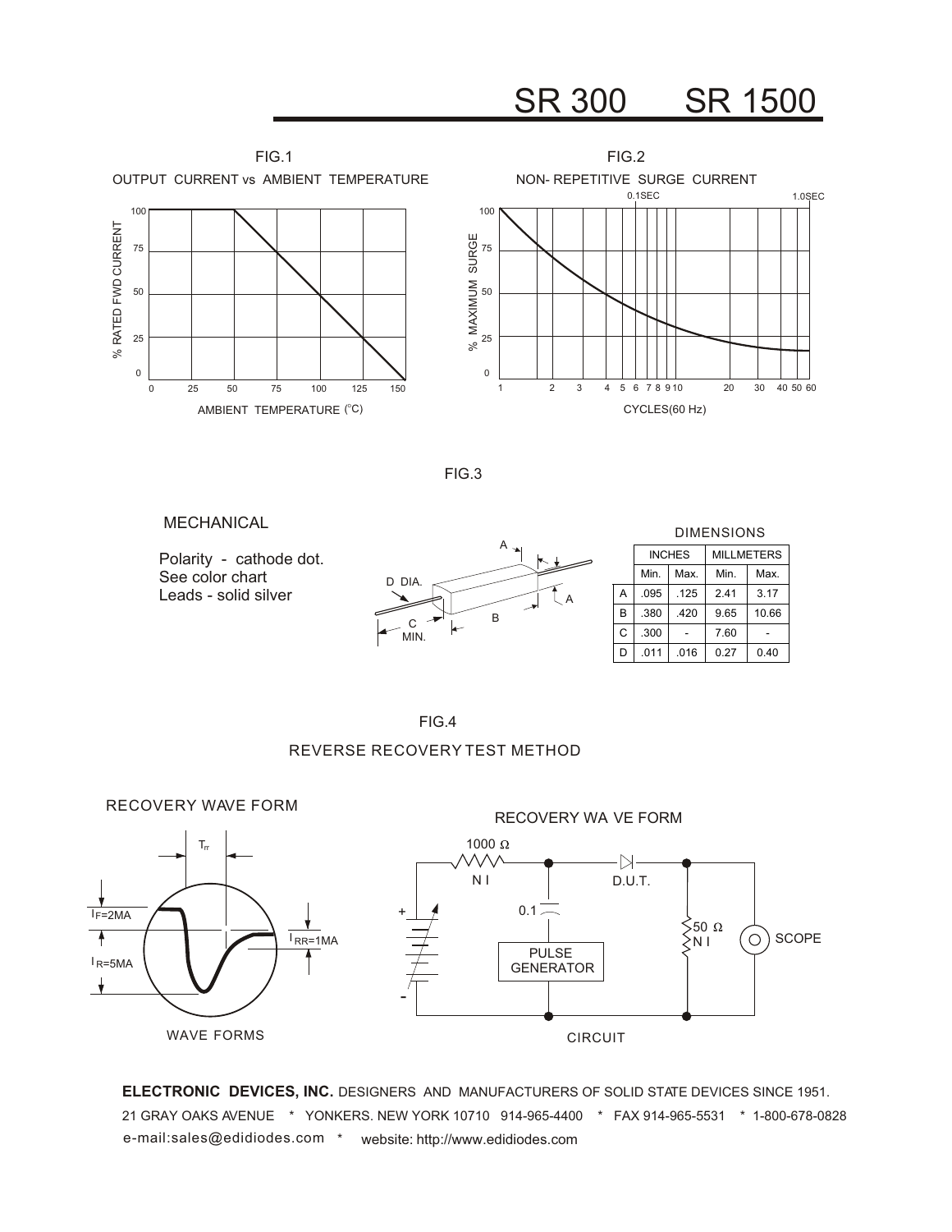# SR 300 SR 1500

FIG.1

OUTPUT CURRENT vs AMBIENT TEMPERATURE

% RATED FWD CURRENT

100
75
50
25
0

0 25 50 75 100 125 150

AMBIENT TEMPERATURE (°C)

FIG.2

NON- REPETITIVE SURGE CURRENT

0.1SEC 1.0SEC

% MAXIMUM SURGE

100
75
50
25
0

1 2 3 4 5 6 7 8 9 10 20 30 40 50 60

CYCLES(60 Hz)

FIG.3

MECHANICAL

Polarity - cathode dot.
See color chart
Leads - solid silver

A
D DIA.
A
B
C MIN.

DIMENSIONS

| | INCHES | | MILLMETERS | |
|---|---|---|---|---|
| | Min. | Max. | Min. | Max. |
| A | .095 | .125 | 2.41 | 3.17 |
| B | .380 | .420 | 9.65 | 10.66 |
| C | .300 | - | 7.60 | - |
| D | .011 | .016 | 0.27 | 0.40 |

FIG.4

REVERSE RECOVERY TEST METHOD

RECOVERY WAVE FORM

$T_{rr}$

$I_F$=2MA

$I_R$=5MA

$I_{RR}$=1MA

WAVE FORMS

RECOVERY WA VE FORM

1000 Ω
N I
D.U.T.
0.1
+
-
PULSE GENERATOR
50 Ω
N I
SCOPE

CIRCUIT

**ELECTRONIC DEVICES, INC.** DESIGNERS AND MANUFACTURERS OF SOLID STATE DEVICES SINCE 1951.
21 GRAY OAKS AVENUE * YONKERS. NEW YORK 10710 914-965-4400 * FAX 914-965-5531 * 1-800-678-0828
e-mail:sales@edidiodes.com * website: http://www.edidiodes.com